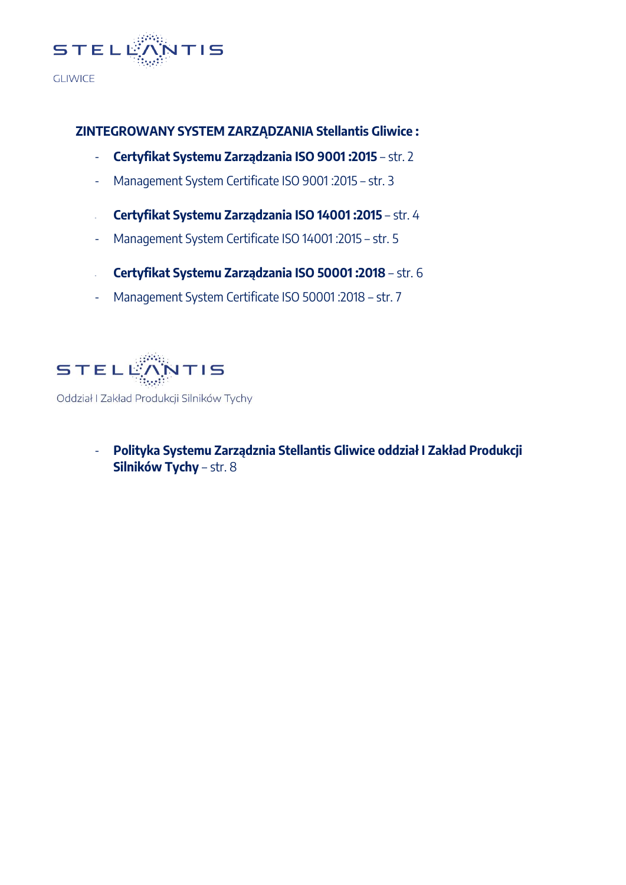STELLANTIS

GLIWICE

**ZINTEGROWANY SYSTEM ZARZĄDZANIA Stellantis Gliwice :**

- **Certyfikat Systemu Zarządzania ISO 9001 :2015** – str. 2
- Management System Certificate ISO 9001 :2015 – str. 3
- **Certyfikat Systemu Zarządzania ISO 14001 :2015** – str. 4
- Management System Certificate ISO 14001 :2015 – str. 5
- **Certyfikat Systemu Zarządzania ISO 50001 :2018** – str. 6
- Management System Certificate ISO 50001 :2018 – str. 7

STELLANTIS

Oddział I Zakład Produkcji Silników Tychy

- **Polityka Systemu Zarządznia Stellantis Gliwice oddział I Zakład Produkcji Silników Tychy** – str. 8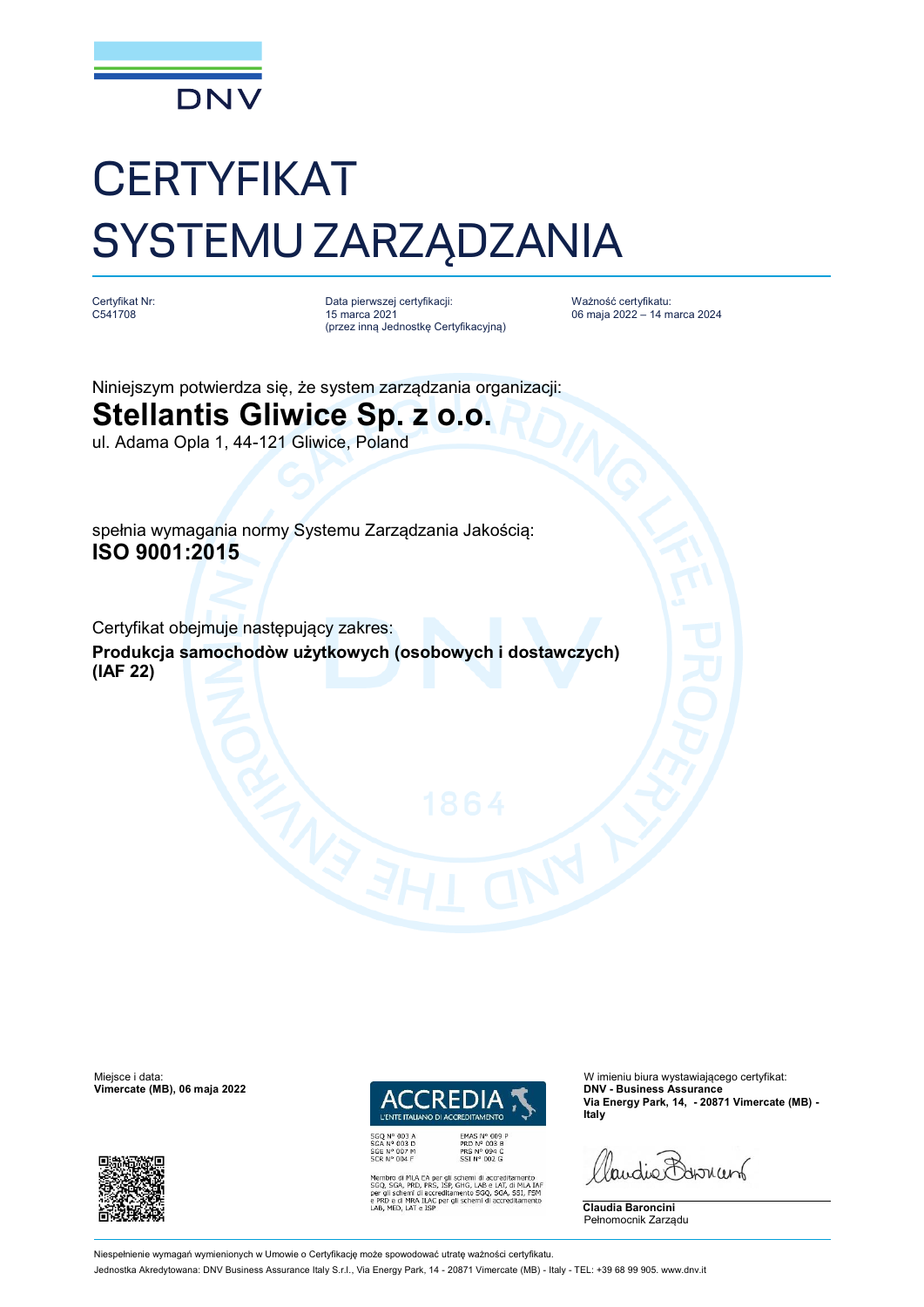DNV

# CERTYFIKAT SYSTEMU ZARZĄDZANIA

| Certyfikat Nr: | Data pierwszej certyfikacji: | Ważność certyfikatu: |
| --- | --- | --- |
| C541708 | 15 marca 2021 (przez inną Jednostkę Certyfikacyjną) | 06 maja 2022 – 14 marca 2024 |

Niniejszym potwierdza się, że system zarządzania organizacji:

## Stellantis Gliwice Sp. z o.o.

ul. Adama Opla 1, 44-121 Gliwice, Poland

spełnia wymagania normy Systemu Zarządzania Jakością:

**ISO 9001:2015**

Certyfikat obejmuje następujący zakres:

**Produkcja samochodòw użytkowych (osobowych i dostawczych) (IAF 22)**

Miejsce i data:
**Vimercate (MB), 06 maja 2022**

ACCREDIA
L'ENTE ITALIANO DI ACCREDITAMENTO

SGQ N° 003 A
SGA N° 003 D
SGE N° 007 M
SCR N° 004 F
EMAS N° 009 P
PRD N° 003 B
PRS N° 094 C
SSI N° 002 G

Membro di MLA EA per gli schemi di accreditamento SGQ, SGA, PRD, PRS, ISP, GHG, LAB e LAT, di MLA IAF per gli schemi di accreditamento SGQ, SGA, SSI, FSM e PRD e di MRA ILAC per gli schemi di accreditamento LAB, MED, LAT e ISP

W imieniu biura wystawiającego certyfikat:
**DNV - Business Assurance**
**Via Energy Park, 14, - 20871 Vimercate (MB) - Italy**

**Claudia Baroncini**
Pełnomocnik Zarządu

Niespełnienie wymagań wymienionych w Umowie o Certyfikację może spowodować utratę ważności certyfikatu.

Jednostka Akredytowana: DNV Business Assurance Italy S.r.l., Via Energy Park, 14 - 20871 Vimercate (MB) - Italy - TEL: +39 68 99 905. www.dnv.it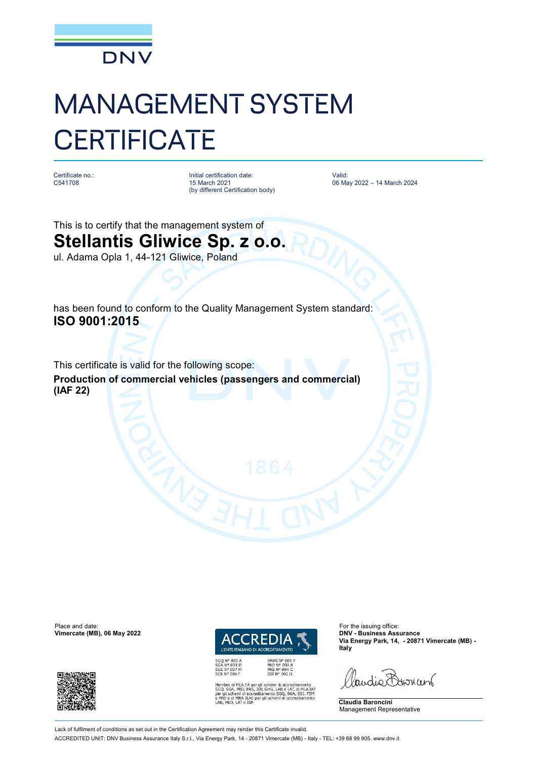DNV

# MANAGEMENT SYSTEM CERTIFICATE

| Certificate no.: | Initial certification date: | Valid: |
|---|---|---|
| C541708 | 15 March 2021 (by different Certification body) | 06 May 2022 – 14 March 2024 |

This is to certify that the management system of

## Stellantis Gliwice Sp. z o.o.

ul. Adama Opla 1, 44-121 Gliwice, Poland

has been found to conform to the Quality Management System standard:

**ISO 9001:2015**

This certificate is valid for the following scope:

**Production of commercial vehicles (passengers and commercial) (IAF 22)**

Place and date:
**Vimercate (MB), 06 May 2022**

ACCREDIA
L'ENTE ITALIANO DI ACCREDITAMENTO

SGQ N° 003 A
SGA N° 003 D
SGE N° 007 M
SCR N° 004 F

EMAS N° 009 P
PRD N° 003 B
PRS N° 094 C
SSI N° 002 G

Membro di MLA EA per gli schemi di accreditamento SGQ, SGA, PRD, PRS, ISP, GHG, LAB e LAT, di MLA IAF per gli schemi di accreditamento SGQ, SGA, SSI, FSM e PRD e di MRA ILAC per gli schemi di accreditamento LAB, MED, LAT e ISP

For the issuing office:
**DNV - Business Assurance**
**Via Energy Park, 14, - 20871 Vimercate (MB) - Italy**

**Claudia Baroncini**
Management Representative

Lack of fulfilment of conditions as set out in the Certification Agreement may render this Certificate invalid.

ACCREDITED UNIT: DNV Business Assurance Italy S.r.l., Via Energy Park, 14 - 20871 Vimercate (MB) - Italy - TEL: +39 68 99 905. www.dnv.it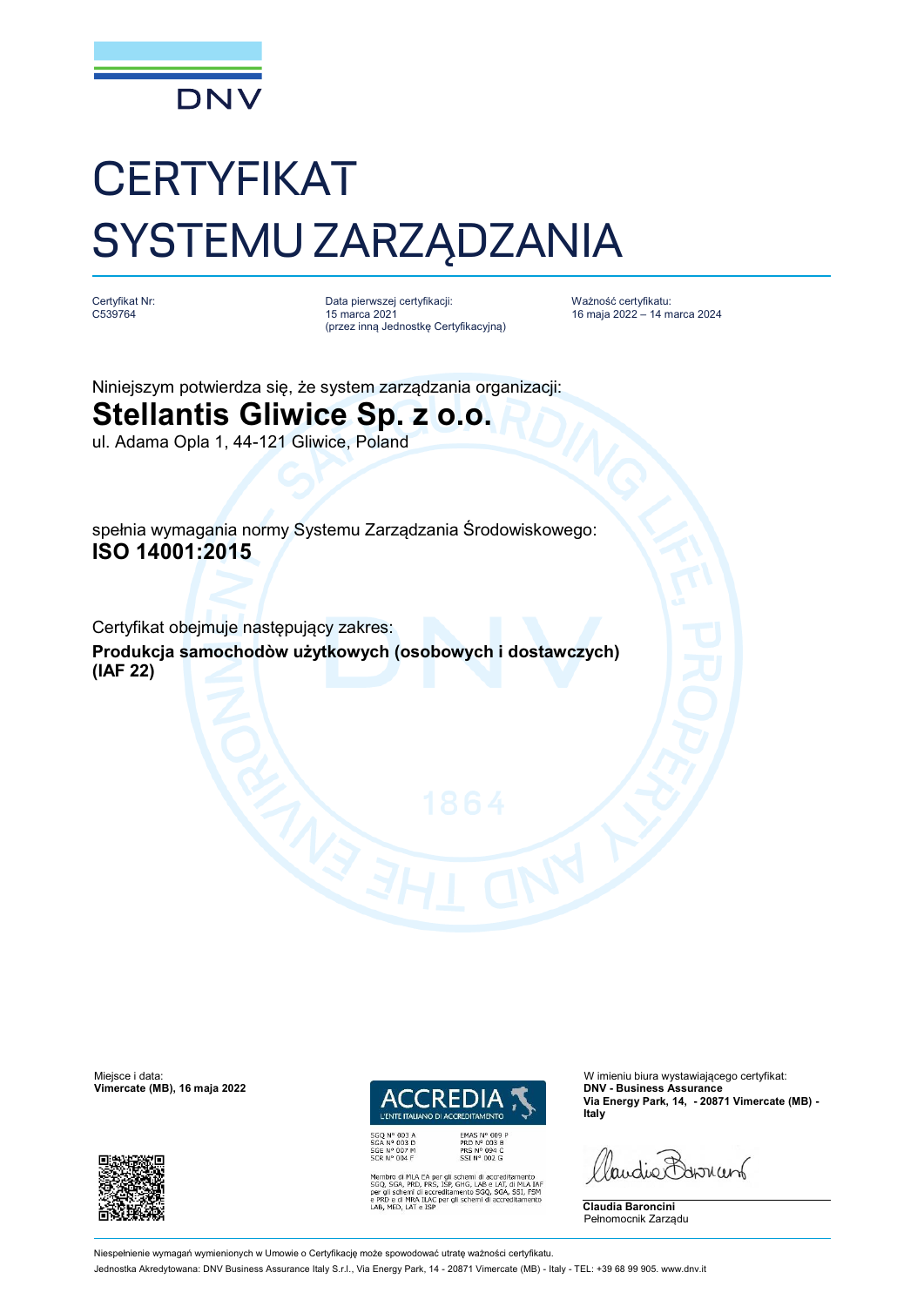DNV

# CERTYFIKAT SYSTEMU ZARZĄDZANIA

| Certyfikat Nr: | Data pierwszej certyfikacji: | Ważność certyfikatu: |
|---|---|---|
| C539764 | 15 marca 2021 (przez inną Jednostkę Certyfikacyjną) | 16 maja 2022 – 14 marca 2024 |

Niniejszym potwierdza się, że system zarządzania organizacji:

## Stellantis Gliwice Sp. z o.o.

ul. Adama Opla 1, 44-121 Gliwice, Poland

spełnia wymagania normy Systemu Zarządzania Środowiskowego:

**ISO 14001:2015**

Certyfikat obejmuje następujący zakres:

**Produkcja samochodòw użytkowych (osobowych i dostawczych) (IAF 22)**

Miejsce i data:
**Vimercate (MB), 16 maja 2022**

ACCREDIA
L'ENTE ITALIANO DI ACCREDITAMENTO

SGQ N° 003 A
SGA N° 003 D
SGE N° 007 M
SCR N° 004 F

EMAS N° 009 P
PRD N° 003 B
PRS N° 094 C
SSI N° 002 G

Membro di MLA EA per gli schemi di accreditamento SGQ, SGA, PRD, PRS, ISP, GHG, LAB e LAT, di MLA IAF per gli schemi di accreditamento SGQ, SGA, SSI, FSM e PRD e di MRA ILAC per gli schemi di accreditamento LAB, MED, LAT e ISP

W imieniu biura wystawiającego certyfikat:
**DNV - Business Assurance**
**Via Energy Park, 14, - 20871 Vimercate (MB) - Italy**

**Claudia Baroncini**
Pełnomocnik Zarządu

Niespełnienie wymagań wymienionych w Umowie o Certyfikację może spowodować utratę ważności certyfikatu.

Jednostka Akredytowana: DNV Business Assurance Italy S.r.l., Via Energy Park, 14 - 20871 Vimercate (MB) - Italy - TEL: +39 68 99 905. www.dnv.it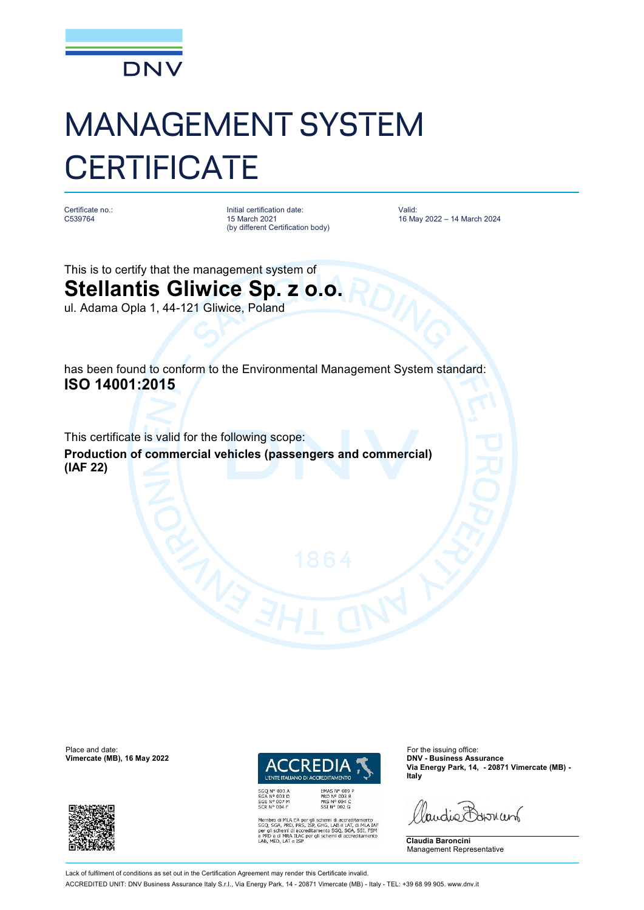# MANAGEMENT SYSTEM CERTIFICATE

| Certificate no.: | Initial certification date: | Valid: |
|---|---|---|
| C539764 | 15 March 2021 (by different Certification body) | 16 May 2022 – 14 March 2024 |

This is to certify that the management system of

**Stellantis Gliwice Sp. z o.o.**

ul. Adama Opla 1, 44-121 Gliwice, Poland

has been found to conform to the Environmental Management System standard:

**ISO 14001:2015**

This certificate is valid for the following scope:

**Production of commercial vehicles (passengers and commercial) (IAF 22)**

Place and date:
**Vimercate (MB), 16 May 2022**

ACCREDIA
L'ENTE ITALIANO DI ACCREDITAMENTO

SGQ N° 003 A
SGA N° 003 D
SGE N° 007 M
SCR N° 004 F

EMAS N° 009 P
PRD N° 003 B
PRS N° 094 C
SSI N° 002 G

Membro di MLA EA per gli schemi di accreditamento SGQ, SGA, PRD, PRS, ISP, GHG, LAB e LAT, di MLA IAF per gli schemi di accreditamento SGQ, SGA, SSI, FSM e PRD e di MRA ILAC per gli schemi di accreditamento LAB, MED, LAT e ISP

For the issuing office:
**DNV - Business Assurance**
**Via Energy Park, 14, - 20871 Vimercate (MB) - Italy**

**Claudia Baroncini**
Management Representative

Lack of fulfilment of conditions as set out in the Certification Agreement may render this Certificate invalid.

ACCREDITED UNIT: DNV Business Assurance Italy S.r.l., Via Energy Park, 14 - 20871 Vimercate (MB) - Italy - TEL: +39 68 99 905. www.dnv.it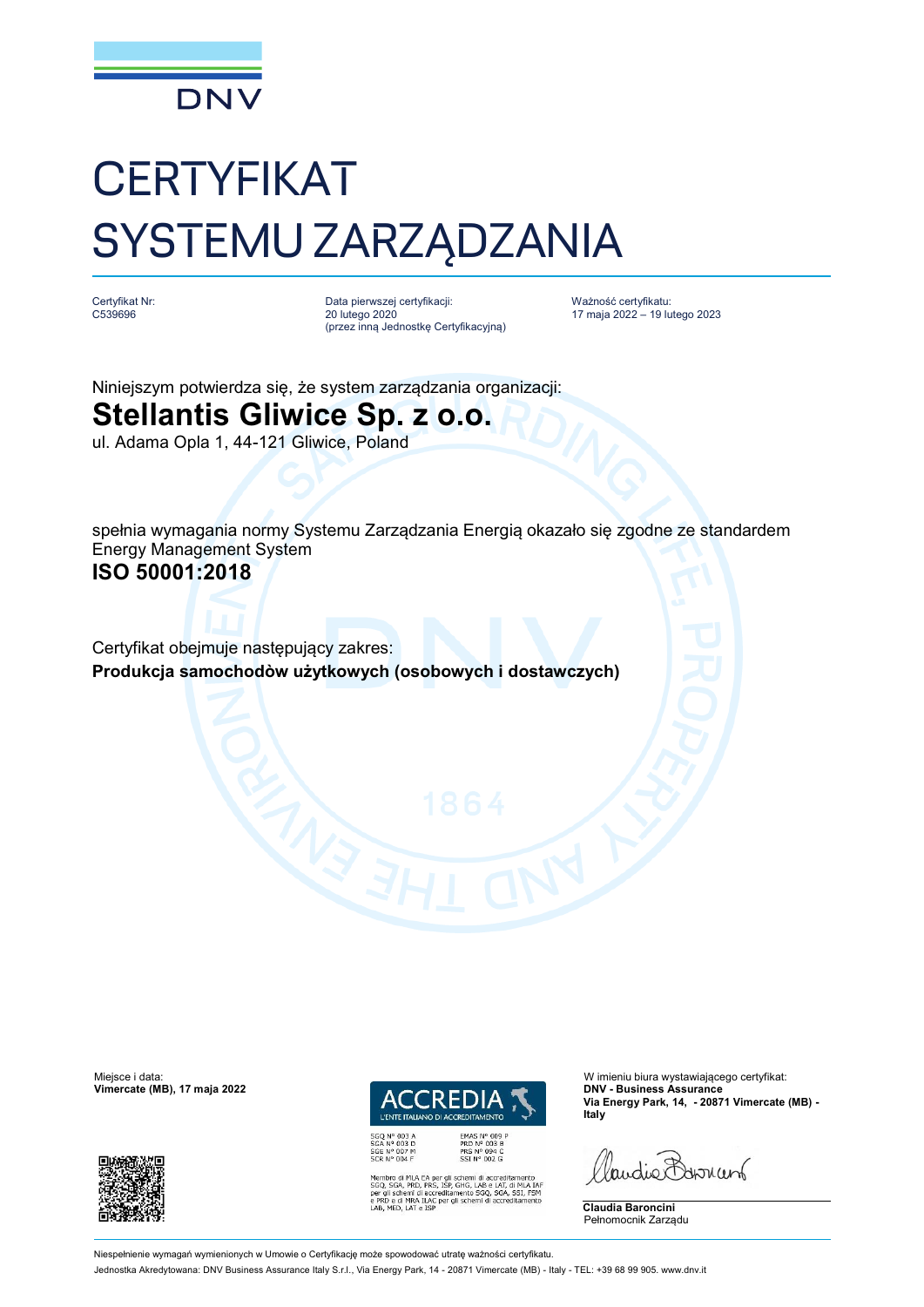# CERTYFIKAT SYSTEMU ZARZĄDZANIA

Certyfikat Nr:
C539696

Data pierwszej certyfikacji:
20 lutego 2020
(przez inną Jednostkę Certyfikacyjną)

Ważność certyfikatu:
17 maja 2022 – 19 lutego 2023

Niniejszym potwierdza się, że system zarządzania organizacji:

## Stellantis Gliwice Sp. z o.o.

ul. Adama Opla 1, 44-121 Gliwice, Poland

spełnia wymagania normy Systemu Zarządzania Energią okazało się zgodne ze standardem Energy Management System

## ISO 50001:2018

Certyfikat obejmuje następujący zakres:

**Produkcja samochodòw użytkowych (osobowych i dostawczych)**

Miejsce i data:
**Vimercate (MB), 17 maja 2022**

ACCREDIA
L'ENTE ITALIANO DI ACCREDITAMENTO

SGQ N° 003 A
SGA N° 003 D
SGE N° 007 M
SCR N° 004 F

EMAS N° 009 P
PRD N° 003 B
PRS N° 094 C
SSI N° 002 G

Membro di MLA EA per gli schemi di accreditamento SGQ, SGA, PRD, PRS, ISP, GHG, LAB e LAT, di MLA IAF per gli schemi di accreditamento SGQ, SGA, SSI, FSM e PRD e di MRA ILAC per gli schemi di accreditamento LAB, MED, LAT e ISP

W imieniu biura wystawiającego certyfikat:
**DNV - Business Assurance**
**Via Energy Park, 14, - 20871 Vimercate (MB) - Italy**

**Claudia Baroncini**
Pełnomocnik Zarządu

Niespełnienie wymagań wymienionych w Umowie o Certyfikację może spowodować utratę ważności certyfikatu.

Jednostka Akredytowana: DNV Business Assurance Italy S.r.l., Via Energy Park, 14 - 20871 Vimercate (MB) - Italy - TEL: +39 68 99 905. www.dnv.it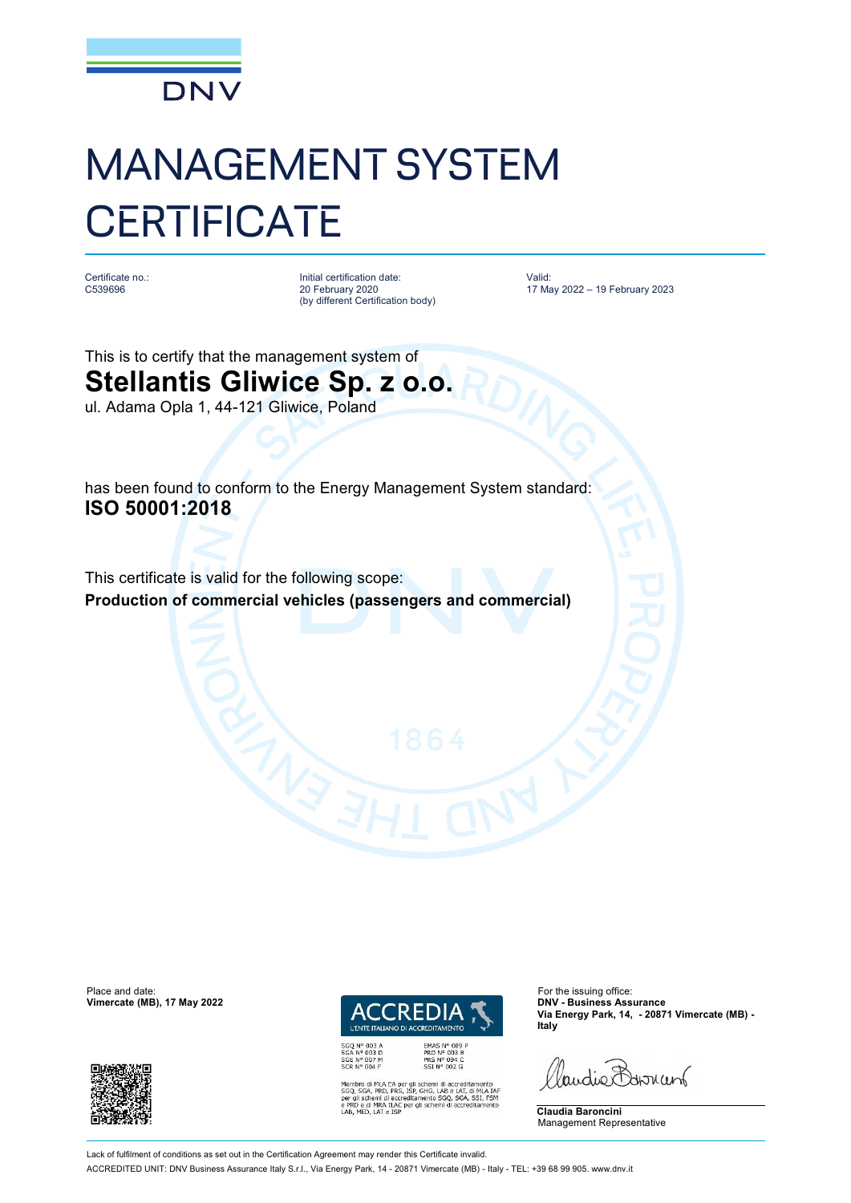DNV

# MANAGEMENT SYSTEM CERTIFICATE

Certificate no.:
C539696

Initial certification date:
20 February 2020
(by different Certification body)

Valid:
17 May 2022 – 19 February 2023

This is to certify that the management system of

## Stellantis Gliwice Sp. z o.o.

ul. Adama Opla 1, 44-121 Gliwice, Poland

has been found to conform to the Energy Management System standard:

**ISO 50001:2018**

This certificate is valid for the following scope:

**Production of commercial vehicles (passengers and commercial)**

Place and date:
**Vimercate (MB), 17 May 2022**

ACCREDIA
L'ENTE ITALIANO DI ACCREDITAMENTO

SGQ N° 003 A
SGA N° 003 D
SGE N° 007 M
SCR N° 004 F

EMAS N° 009 P
PRD N° 003 B
PRS N° 094 C
SSI N° 002 G

Membro di MLA EA per gli schemi di accreditamento SGQ, SGA, PRD, PRS, ISP, GHG, LAB e LAT, di MLA IAF per gli schemi di accreditamento SGQ, SGA, SSI, FSM e PRD e di MRA ILAC per gli schemi di accreditamento LAB, MED, LAT e ISP

For the issuing office:
**DNV - Business Assurance**
**Via Energy Park, 14, - 20871 Vimercate (MB) - Italy**

**Claudia Baroncini**
Management Representative

Lack of fulfilment of conditions as set out in the Certification Agreement may render this Certificate invalid.

ACCREDITED UNIT: DNV Business Assurance Italy S.r.l., Via Energy Park, 14 - 20871 Vimercate (MB) - Italy - TEL: +39 68 99 905. www.dnv.it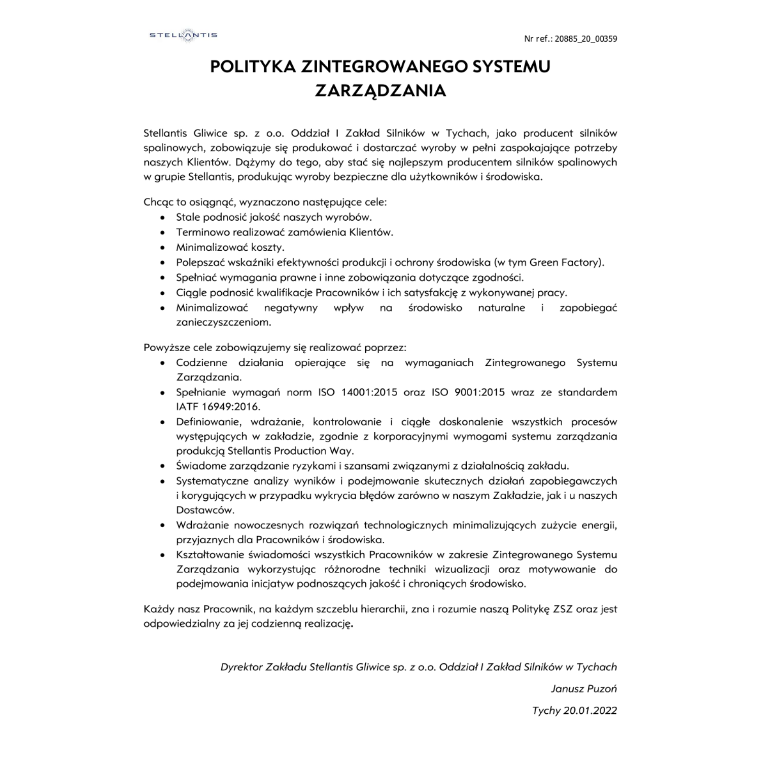STELLANTIS

Nr ref.: 20885_20_00359

# POLITYKA ZINTEGROWANEGO SYSTEMU ZARZĄDZANIA

Stellantis Gliwice sp. z o.o. Oddział I Zakład Silników w Tychach, jako producent silników spalinowych, zobowiązuje się produkować i dostarczać wyroby w pełni zaspokajające potrzeby naszych Klientów. Dążymy do tego, aby stać się najlepszym producentem silników spalinowych w grupie Stellantis, produkując wyroby bezpieczne dla użytkowników i środowiska.

Chcąc to osiągnąć, wyznaczono następujące cele:

- Stale podnosić jakość naszych wyrobów.
- Terminowo realizować zamówienia Klientów.
- Minimalizować koszty.
- Polepszać wskaźniki efektywności produkcji i ochrony środowiska (w tym Green Factory).
- Spełniać wymagania prawne i inne zobowiązania dotyczące zgodności.
- Ciągle podnosić kwalifikacje Pracowników i ich satysfakcję z wykonywanej pracy.
- Minimalizować negatywny wpływ na środowisko naturalne i zapobiegać zanieczyszczeniom.

Powyższe cele zobowiązujemy się realizować poprzez:

- Codzienne działania opierające się na wymaganiach Zintegrowanego Systemu Zarządzania.
- Spełnianie wymagań norm ISO 14001:2015 oraz ISO 9001:2015 wraz ze standardem IATF 16949:2016.
- Definiowanie, wdrażanie, kontrolowanie i ciągłe doskonalenie wszystkich procesów występujących w zakładzie, zgodnie z korporacyjnymi wymogami systemu zarządzania produkcją Stellantis Production Way.
- Świadome zarządzanie ryzykami i szansami związanymi z działalnością zakładu.
- Systematyczne analizy wyników i podejmowanie skutecznych działań zapobiegawczych i korygujących w przypadku wykrycia błędów zarówno w naszym Zakładzie, jak i u naszych Dostawców.
- Wdrażanie nowoczesnych rozwiązań technologicznych minimalizujących zużycie energii, przyjaznych dla Pracowników i środowiska.
- Kształtowanie świadomości wszystkich Pracowników w zakresie Zintegrowanego Systemu Zarządzania wykorzystując różnorodne techniki wizualizacji oraz motywowanie do podejmowania inicjatyw podnoszących jakość i chroniących środowisko.

Każdy nasz Pracownik, na każdym szczeblu hierarchii, zna i rozumie naszą Politykę ZSZ oraz jest odpowiedzialny za jej codzienną realizację.

*Dyrektor Zakładu Stellantis Gliwice sp. z o.o. Oddział I Zakład Silników w Tychach*

*Janusz Puzoń*

*Tychy 20.01.2022*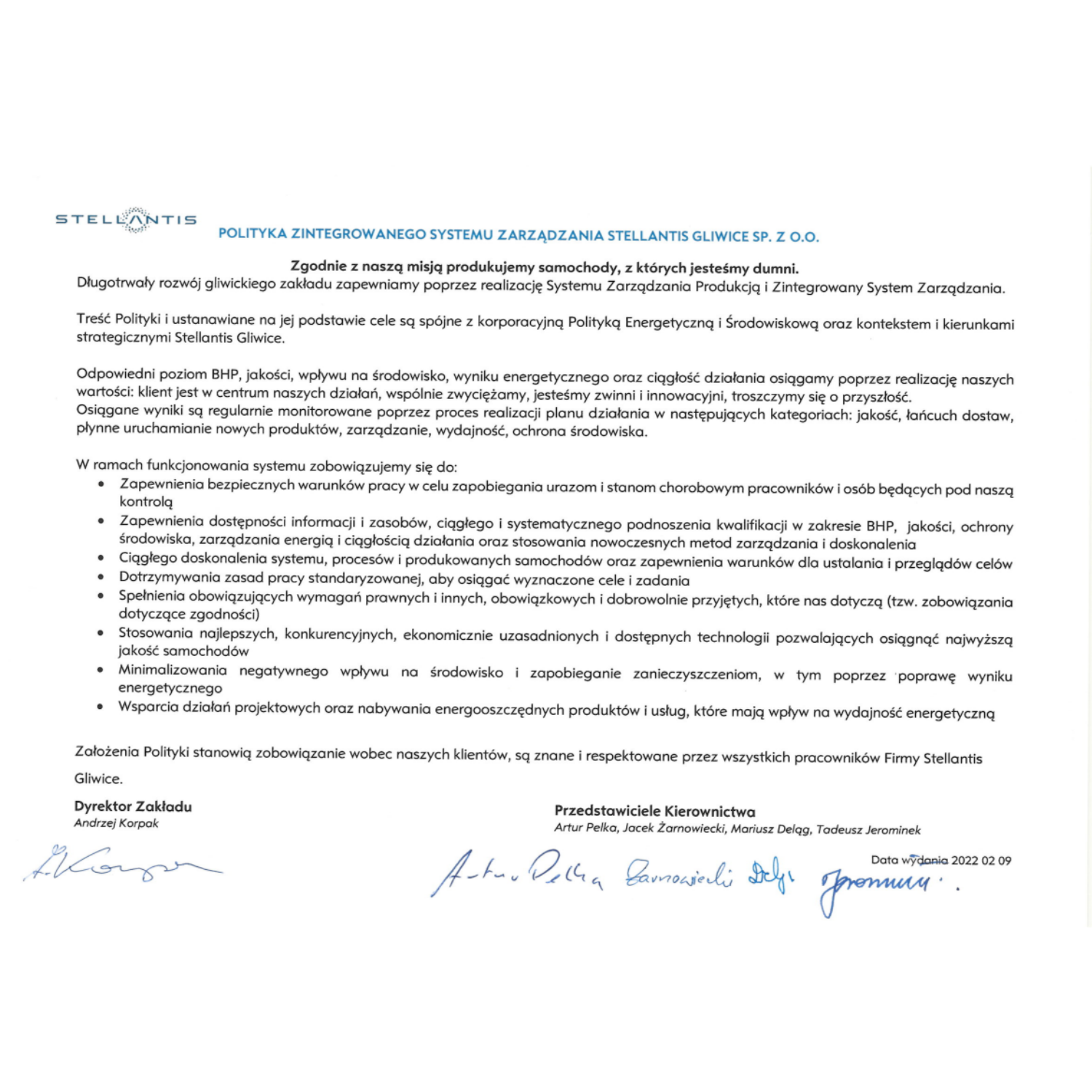STELLANTIS

# POLITYKA ZINTEGROWANEGO SYSTEMU ZARZĄDZANIA STELLANTIS GLIWICE SP. Z O.O.

**Zgodnie z naszą misją produkujemy samochody, z których jesteśmy dumni.**

Długotrwały rozwój gliwickiego zakładu zapewniamy poprzez realizację Systemu Zarządzania Produkcją i Zintegrowany System Zarządzania.

Treść Polityki i ustanawiane na jej podstawie cele są spójne z korporacyjną Polityką Energetyczną i Środowiskową oraz kontekstem i kierunkami strategicznymi Stellantis Gliwice.

Odpowiedni poziom BHP, jakości, wpływu na środowisko, wyniku energetycznego oraz ciągłość działania osiągamy poprzez realizację naszych wartości: klient jest w centrum naszych działań, wspólnie zwyciężamy, jesteśmy zwinni i innowacyjni, troszczymy się o przyszłość.
Osiągane wyniki są regularnie monitorowane poprzez proces realizacji planu działania w następujących kategoriach: jakość, łańcuch dostaw, płynne uruchamianie nowych produktów, zarządzanie, wydajność, ochrona środowiska.

W ramach funkcjonowania systemu zobowiązujemy się do:

- Zapewnienia bezpiecznych warunków pracy w celu zapobiegania urazom i stanom chorobowym pracowników i osób będących pod naszą kontrolą
- Zapewnienia dostępności informacji i zasobów, ciągłego i systematycznego podnoszenia kwalifikacji w zakresie BHP, jakości, ochrony środowiska, zarządzania energią i ciągłością działania oraz stosowania nowoczesnych metod zarządzania i doskonalenia
- Ciągłego doskonalenia systemu, procesów i produkowanych samochodów oraz zapewnienia warunków dla ustalania i przeglądów celów
- Dotrzymywania zasad pracy standaryzowanej, aby osiągać wyznaczone cele i zadania
- Spełnienia obowiązujących wymagań prawnych i innych, obowiązkowych i dobrowolnie przyjętych, które nas dotyczą (tzw. zobowiązania dotyczące zgodności)
- Stosowania najlepszych, konkurencyjnych, ekonomicznie uzasadnionych i dostępnych technologii pozwalających osiągnąć najwyższą jakość samochodów
- Minimalizowania negatywnego wpływu na środowisko i zapobieganie zanieczyszczeniom, w tym poprzez poprawę wyniku energetycznego
- Wsparcia działań projektowych oraz nabywania energooszczędnych produktów i usług, które mają wpływ na wydajność energetyczną

Założenia Polityki stanowią zobowiązanie wobec naszych klientów, są znane i respektowane przez wszystkich pracowników Firmy Stellantis Gliwice.

**Dyrektor Zakładu**
*Andrzej Korpak*

**Przedstawiciele Kierownictwa**
*Artur Pelka, Jacek Żarnowiecki, Mariusz Deląg, Tadeusz Jerominek*

Data wydania 2022 02 09